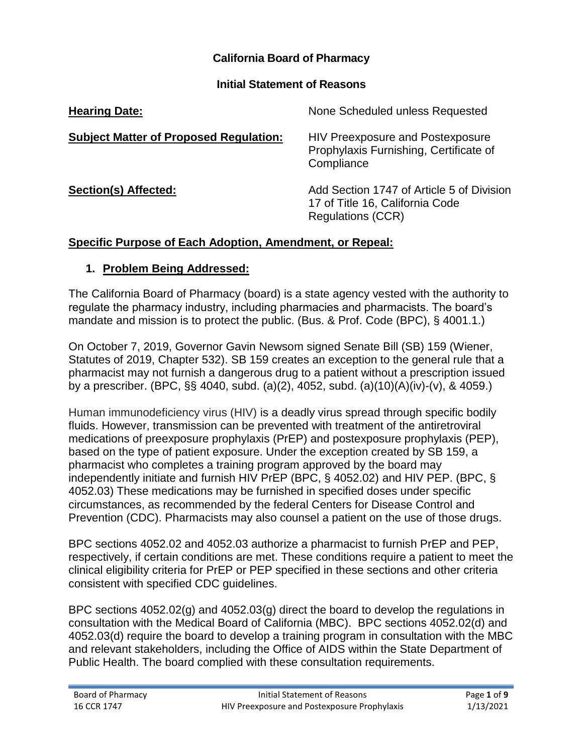**California Board of Pharmacy**

**Initial Statement of Reasons**

**Hearing Date:** None Scheduled unless Requested

**Subject Matter of Proposed Regulation:** HIV Preexposure and Postexposure Prophylaxis Furnishing, Certificate of Compliance

**Section(s) Affected:** Add Section 1747 of Article 5 of Division 17 of Title 16, California Code Regulations (CCR)

## Specific Purpose of Each Adoption, Amendment, or Repeal:

### 1. Problem Being Addressed:

The California Board of Pharmacy (board) is a state agency vested with the authority to regulate the pharmacy industry, including pharmacies and pharmacists. The board's mandate and mission is to protect the public. (Bus. & Prof. Code (BPC), § 4001.1.)

On October 7, 2019, Governor Gavin Newsom signed Senate Bill (SB) 159 (Wiener, Statutes of 2019, Chapter 532). SB 159 creates an exception to the general rule that a pharmacist may not furnish a dangerous drug to a patient without a prescription issued by a prescriber. (BPC, §§ 4040, subd. (a)(2), 4052, subd. (a)(10)(A)(iv)-(v), & 4059.)

Human immunodeficiency virus (HIV) is a deadly virus spread through specific bodily fluids. However, transmission can be prevented with treatment of the antiretroviral medications of preexposure prophylaxis (PrEP) and postexposure prophylaxis (PEP), based on the type of patient exposure. Under the exception created by SB 159, a pharmacist who completes a training program approved by the board may independently initiate and furnish HIV PrEP (BPC, § 4052.02) and HIV PEP. (BPC, § 4052.03) These medications may be furnished in specified doses under specific circumstances, as recommended by the federal Centers for Disease Control and Prevention (CDC). Pharmacists may also counsel a patient on the use of those drugs.

BPC sections 4052.02 and 4052.03 authorize a pharmacist to furnish PrEP and PEP, respectively, if certain conditions are met. These conditions require a patient to meet the clinical eligibility criteria for PrEP or PEP specified in these sections and other criteria consistent with specified CDC guidelines.

BPC sections 4052.02(g) and 4052.03(g) direct the board to develop the regulations in consultation with the Medical Board of California (MBC). BPC sections 4052.02(d) and 4052.03(d) require the board to develop a training program in consultation with the MBC and relevant stakeholders, including the Office of AIDS within the State Department of Public Health. The board complied with these consultation requirements.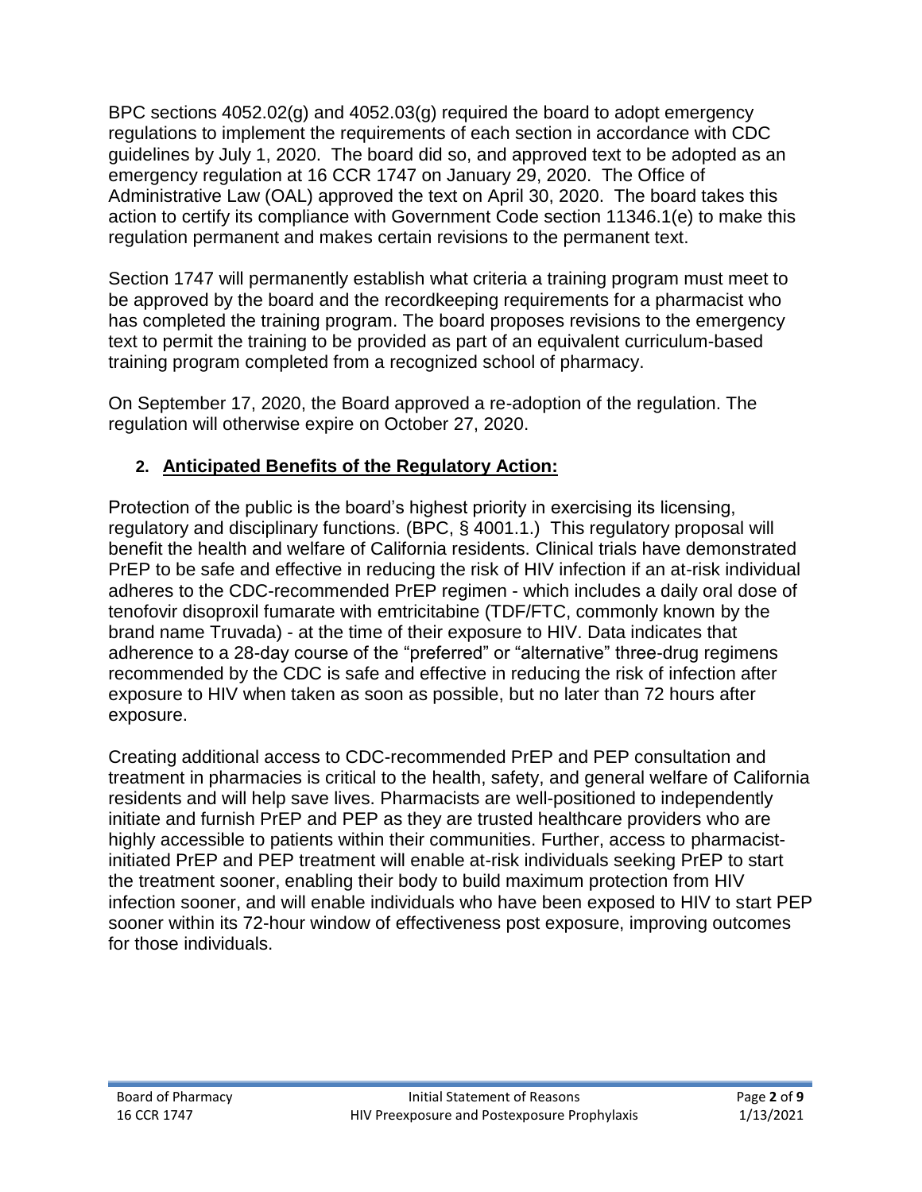BPC sections 4052.02(g) and 4052.03(g) required the board to adopt emergency regulations to implement the requirements of each section in accordance with CDC guidelines by July 1, 2020. The board did so, and approved text to be adopted as an emergency regulation at 16 CCR 1747 on January 29, 2020. The Office of Administrative Law (OAL) approved the text on April 30, 2020. The board takes this action to certify its compliance with Government Code section 11346.1(e) to make this regulation permanent and makes certain revisions to the permanent text.

Section 1747 will permanently establish what criteria a training program must meet to be approved by the board and the recordkeeping requirements for a pharmacist who has completed the training program. The board proposes revisions to the emergency text to permit the training to be provided as part of an equivalent curriculum-based training program completed from a recognized school of pharmacy.

On September 17, 2020, the Board approved a re-adoption of the regulation. The regulation will otherwise expire on October 27, 2020.

## 2. Anticipated Benefits of the Regulatory Action:

Protection of the public is the board's highest priority in exercising its licensing, regulatory and disciplinary functions. (BPC, § 4001.1.) This regulatory proposal will benefit the health and welfare of California residents. Clinical trials have demonstrated PrEP to be safe and effective in reducing the risk of HIV infection if an at-risk individual adheres to the CDC-recommended PrEP regimen - which includes a daily oral dose of tenofovir disoproxil fumarate with emtricitabine (TDF/FTC, commonly known by the brand name Truvada) - at the time of their exposure to HIV. Data indicates that adherence to a 28-day course of the "preferred" or "alternative" three-drug regimens recommended by the CDC is safe and effective in reducing the risk of infection after exposure to HIV when taken as soon as possible, but no later than 72 hours after exposure.

Creating additional access to CDC-recommended PrEP and PEP consultation and treatment in pharmacies is critical to the health, safety, and general welfare of California residents and will help save lives. Pharmacists are well-positioned to independently initiate and furnish PrEP and PEP as they are trusted healthcare providers who are highly accessible to patients within their communities. Further, access to pharmacist-initiated PrEP and PEP treatment will enable at-risk individuals seeking PrEP to start the treatment sooner, enabling their body to build maximum protection from HIV infection sooner, and will enable individuals who have been exposed to HIV to start PEP sooner within its 72-hour window of effectiveness post exposure, improving outcomes for those individuals.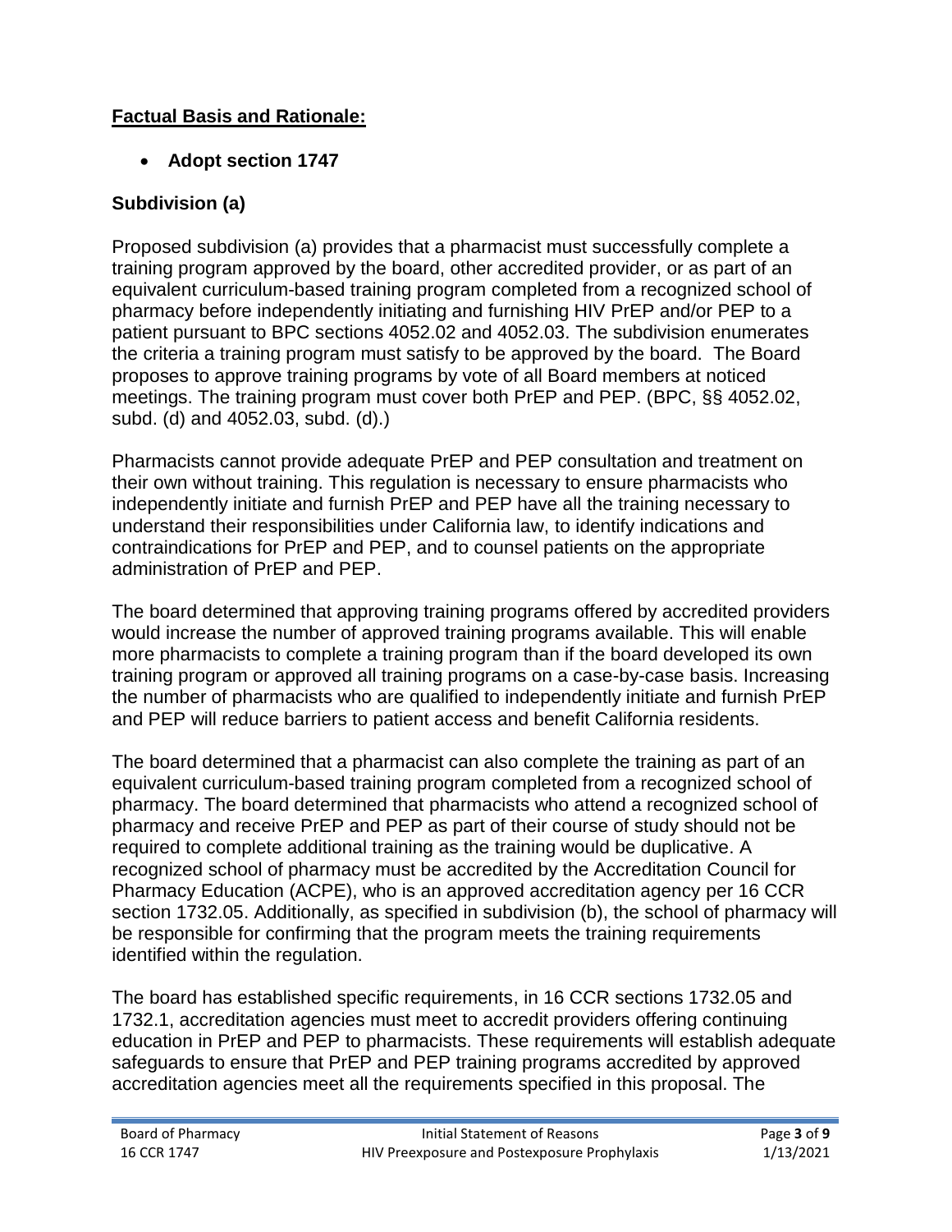## **Factual Basis and Rationale:**

- **Adopt section 1747**

### Subdivision (a)

Proposed subdivision (a) provides that a pharmacist must successfully complete a training program approved by the board, other accredited provider, or as part of an equivalent curriculum-based training program completed from a recognized school of pharmacy before independently initiating and furnishing HIV PrEP and/or PEP to a patient pursuant to BPC sections 4052.02 and 4052.03. The subdivision enumerates the criteria a training program must satisfy to be approved by the board. The Board proposes to approve training programs by vote of all Board members at noticed meetings. The training program must cover both PrEP and PEP. (BPC, §§ 4052.02, subd. (d) and 4052.03, subd. (d).)

Pharmacists cannot provide adequate PrEP and PEP consultation and treatment on their own without training. This regulation is necessary to ensure pharmacists who independently initiate and furnish PrEP and PEP have all the training necessary to understand their responsibilities under California law, to identify indications and contraindications for PrEP and PEP, and to counsel patients on the appropriate administration of PrEP and PEP.

The board determined that approving training programs offered by accredited providers would increase the number of approved training programs available. This will enable more pharmacists to complete a training program than if the board developed its own training program or approved all training programs on a case-by-case basis. Increasing the number of pharmacists who are qualified to independently initiate and furnish PrEP and PEP will reduce barriers to patient access and benefit California residents.

The board determined that a pharmacist can also complete the training as part of an equivalent curriculum-based training program completed from a recognized school of pharmacy. The board determined that pharmacists who attend a recognized school of pharmacy and receive PrEP and PEP as part of their course of study should not be required to complete additional training as the training would be duplicative. A recognized school of pharmacy must be accredited by the Accreditation Council for Pharmacy Education (ACPE), who is an approved accreditation agency per 16 CCR section 1732.05. Additionally, as specified in subdivision (b), the school of pharmacy will be responsible for confirming that the program meets the training requirements identified within the regulation.

The board has established specific requirements, in 16 CCR sections 1732.05 and 1732.1, accreditation agencies must meet to accredit providers offering continuing education in PrEP and PEP to pharmacists. These requirements will establish adequate safeguards to ensure that PrEP and PEP training programs accredited by approved accreditation agencies meet all the requirements specified in this proposal. The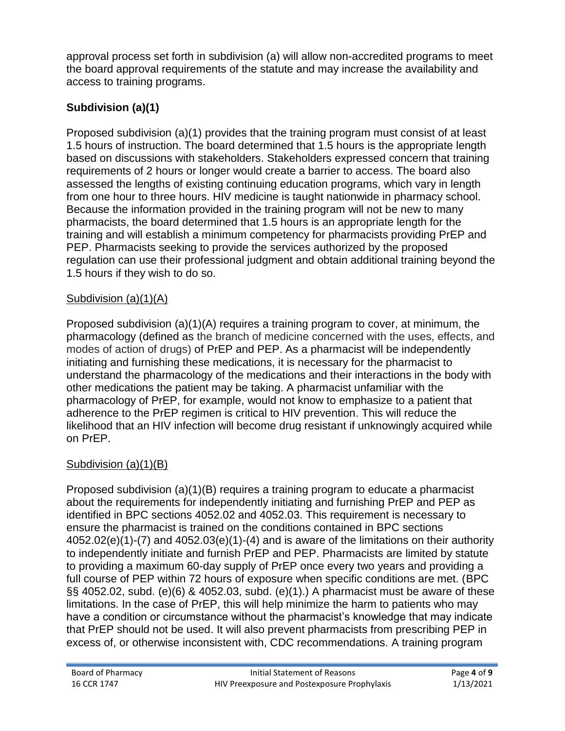approval process set forth in subdivision (a) will allow non-accredited programs to meet the board approval requirements of the statute and may increase the availability and access to training programs.

## Subdivision (a)(1)

Proposed subdivision (a)(1) provides that the training program must consist of at least 1.5 hours of instruction. The board determined that 1.5 hours is the appropriate length based on discussions with stakeholders. Stakeholders expressed concern that training requirements of 2 hours or longer would create a barrier to access. The board also assessed the lengths of existing continuing education programs, which vary in length from one hour to three hours. HIV medicine is taught nationwide in pharmacy school. Because the information provided in the training program will not be new to many pharmacists, the board determined that 1.5 hours is an appropriate length for the training and will establish a minimum competency for pharmacists providing PrEP and PEP. Pharmacists seeking to provide the services authorized by the proposed regulation can use their professional judgment and obtain additional training beyond the 1.5 hours if they wish to do so.

### Subdivision (a)(1)(A)

Proposed subdivision (a)(1)(A) requires a training program to cover, at minimum, the pharmacology (defined as the branch of medicine concerned with the uses, effects, and modes of action of drugs) of PrEP and PEP. As a pharmacist will be independently initiating and furnishing these medications, it is necessary for the pharmacist to understand the pharmacology of the medications and their interactions in the body with other medications the patient may be taking. A pharmacist unfamiliar with the pharmacology of PrEP, for example, would not know to emphasize to a patient that adherence to the PrEP regimen is critical to HIV prevention. This will reduce the likelihood that an HIV infection will become drug resistant if unknowingly acquired while on PrEP.

### Subdivision (a)(1)(B)

Proposed subdivision (a)(1)(B) requires a training program to educate a pharmacist about the requirements for independently initiating and furnishing PrEP and PEP as identified in BPC sections 4052.02 and 4052.03. This requirement is necessary to ensure the pharmacist is trained on the conditions contained in BPC sections 4052.02(e)(1)-(7) and 4052.03(e)(1)-(4) and is aware of the limitations on their authority to independently initiate and furnish PrEP and PEP. Pharmacists are limited by statute to providing a maximum 60-day supply of PrEP once every two years and providing a full course of PEP within 72 hours of exposure when specific conditions are met. (BPC §§ 4052.02, subd. (e)(6) & 4052.03, subd. (e)(1).) A pharmacist must be aware of these limitations. In the case of PrEP, this will help minimize the harm to patients who may have a condition or circumstance without the pharmacist's knowledge that may indicate that PrEP should not be used. It will also prevent pharmacists from prescribing PEP in excess of, or otherwise inconsistent with, CDC recommendations. A training program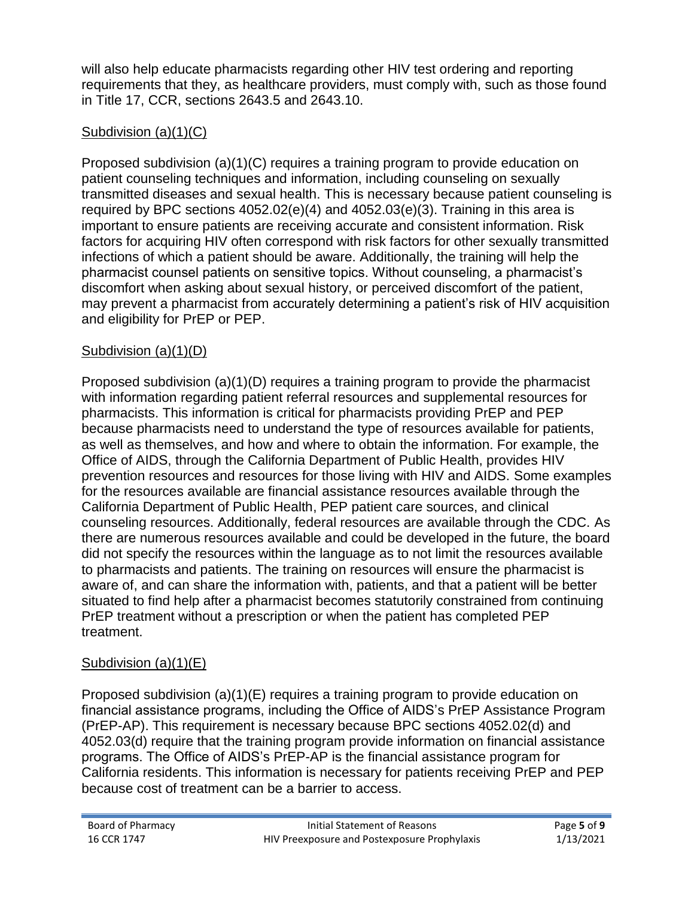will also help educate pharmacists regarding other HIV test ordering and reporting requirements that they, as healthcare providers, must comply with, such as those found in Title 17, CCR, sections 2643.5 and 2643.10.

## Subdivision (a)(1)(C)

Proposed subdivision (a)(1)(C) requires a training program to provide education on patient counseling techniques and information, including counseling on sexually transmitted diseases and sexual health. This is necessary because patient counseling is required by BPC sections 4052.02(e)(4) and 4052.03(e)(3). Training in this area is important to ensure patients are receiving accurate and consistent information. Risk factors for acquiring HIV often correspond with risk factors for other sexually transmitted infections of which a patient should be aware. Additionally, the training will help the pharmacist counsel patients on sensitive topics. Without counseling, a pharmacist's discomfort when asking about sexual history, or perceived discomfort of the patient, may prevent a pharmacist from accurately determining a patient's risk of HIV acquisition and eligibility for PrEP or PEP.

## Subdivision (a)(1)(D)

Proposed subdivision (a)(1)(D) requires a training program to provide the pharmacist with information regarding patient referral resources and supplemental resources for pharmacists. This information is critical for pharmacists providing PrEP and PEP because pharmacists need to understand the type of resources available for patients, as well as themselves, and how and where to obtain the information. For example, the Office of AIDS, through the California Department of Public Health, provides HIV prevention resources and resources for those living with HIV and AIDS. Some examples for the resources available are financial assistance resources available through the California Department of Public Health, PEP patient care sources, and clinical counseling resources. Additionally, federal resources are available through the CDC. As there are numerous resources available and could be developed in the future, the board did not specify the resources within the language as to not limit the resources available to pharmacists and patients. The training on resources will ensure the pharmacist is aware of, and can share the information with, patients, and that a patient will be better situated to find help after a pharmacist becomes statutorily constrained from continuing PrEP treatment without a prescription or when the patient has completed PEP treatment.

## Subdivision (a)(1)(E)

Proposed subdivision (a)(1)(E) requires a training program to provide education on financial assistance programs, including the Office of AIDS's PrEP Assistance Program (PrEP-AP). This requirement is necessary because BPC sections 4052.02(d) and 4052.03(d) require that the training program provide information on financial assistance programs. The Office of AIDS's PrEP-AP is the financial assistance program for California residents. This information is necessary for patients receiving PrEP and PEP because cost of treatment can be a barrier to access.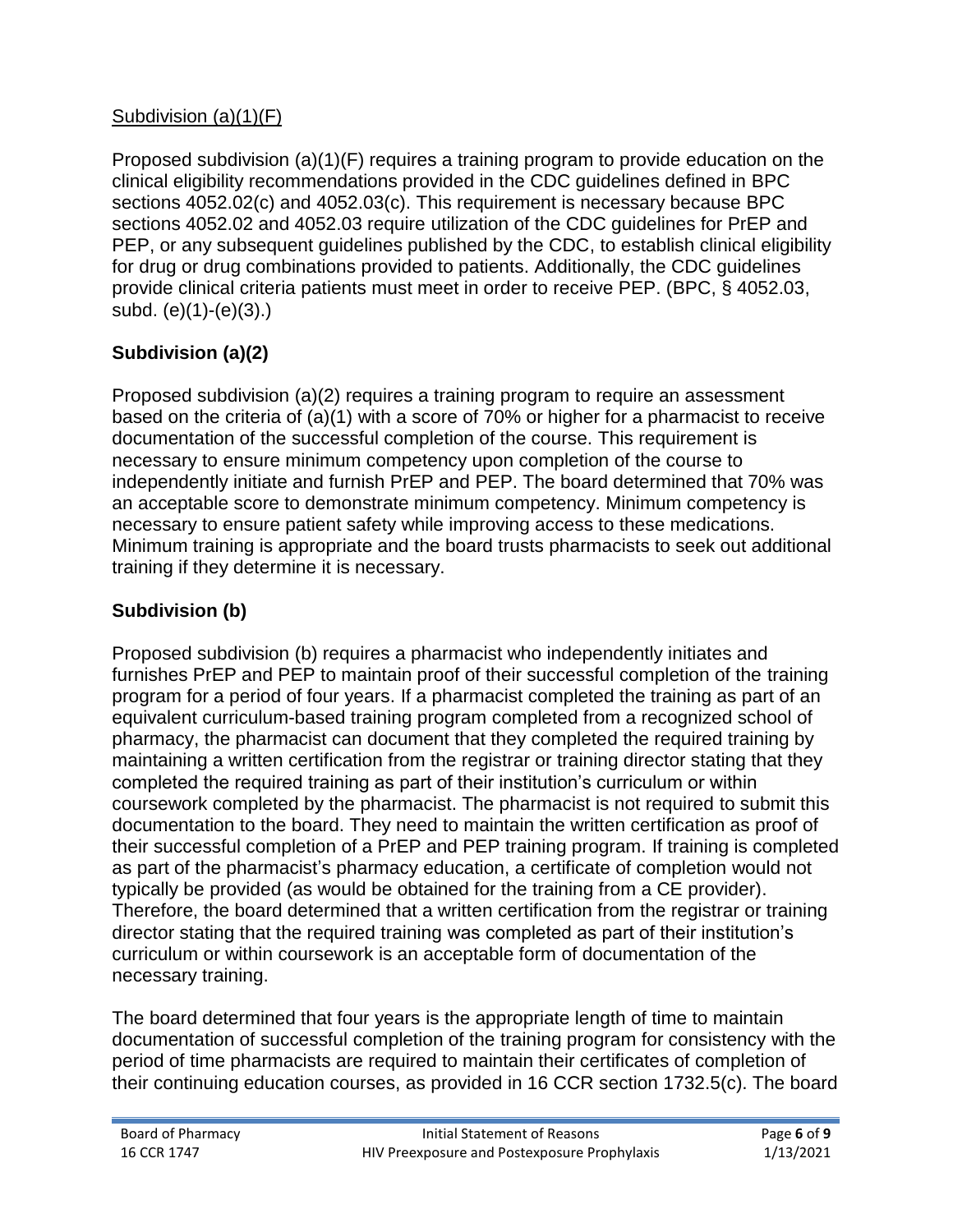Subdivision (a)(1)(F)

Proposed subdivision (a)(1)(F) requires a training program to provide education on the clinical eligibility recommendations provided in the CDC guidelines defined in BPC sections 4052.02(c) and 4052.03(c). This requirement is necessary because BPC sections 4052.02 and 4052.03 require utilization of the CDC guidelines for PrEP and PEP, or any subsequent guidelines published by the CDC, to establish clinical eligibility for drug or drug combinations provided to patients. Additionally, the CDC guidelines provide clinical criteria patients must meet in order to receive PEP. (BPC, § 4052.03, subd. (e)(1)-(e)(3).)

## Subdivision (a)(2)

Proposed subdivision (a)(2) requires a training program to require an assessment based on the criteria of (a)(1) with a score of 70% or higher for a pharmacist to receive documentation of the successful completion of the course. This requirement is necessary to ensure minimum competency upon completion of the course to independently initiate and furnish PrEP and PEP. The board determined that 70% was an acceptable score to demonstrate minimum competency. Minimum competency is necessary to ensure patient safety while improving access to these medications. Minimum training is appropriate and the board trusts pharmacists to seek out additional training if they determine it is necessary.

## Subdivision (b)

Proposed subdivision (b) requires a pharmacist who independently initiates and furnishes PrEP and PEP to maintain proof of their successful completion of the training program for a period of four years. If a pharmacist completed the training as part of an equivalent curriculum-based training program completed from a recognized school of pharmacy, the pharmacist can document that they completed the required training by maintaining a written certification from the registrar or training director stating that they completed the required training as part of their institution's curriculum or within coursework completed by the pharmacist. The pharmacist is not required to submit this documentation to the board. They need to maintain the written certification as proof of their successful completion of a PrEP and PEP training program. If training is completed as part of the pharmacist's pharmacy education, a certificate of completion would not typically be provided (as would be obtained for the training from a CE provider). Therefore, the board determined that a written certification from the registrar or training director stating that the required training was completed as part of their institution's curriculum or within coursework is an acceptable form of documentation of the necessary training.

The board determined that four years is the appropriate length of time to maintain documentation of successful completion of the training program for consistency with the period of time pharmacists are required to maintain their certificates of completion of their continuing education courses, as provided in 16 CCR section 1732.5(c). The board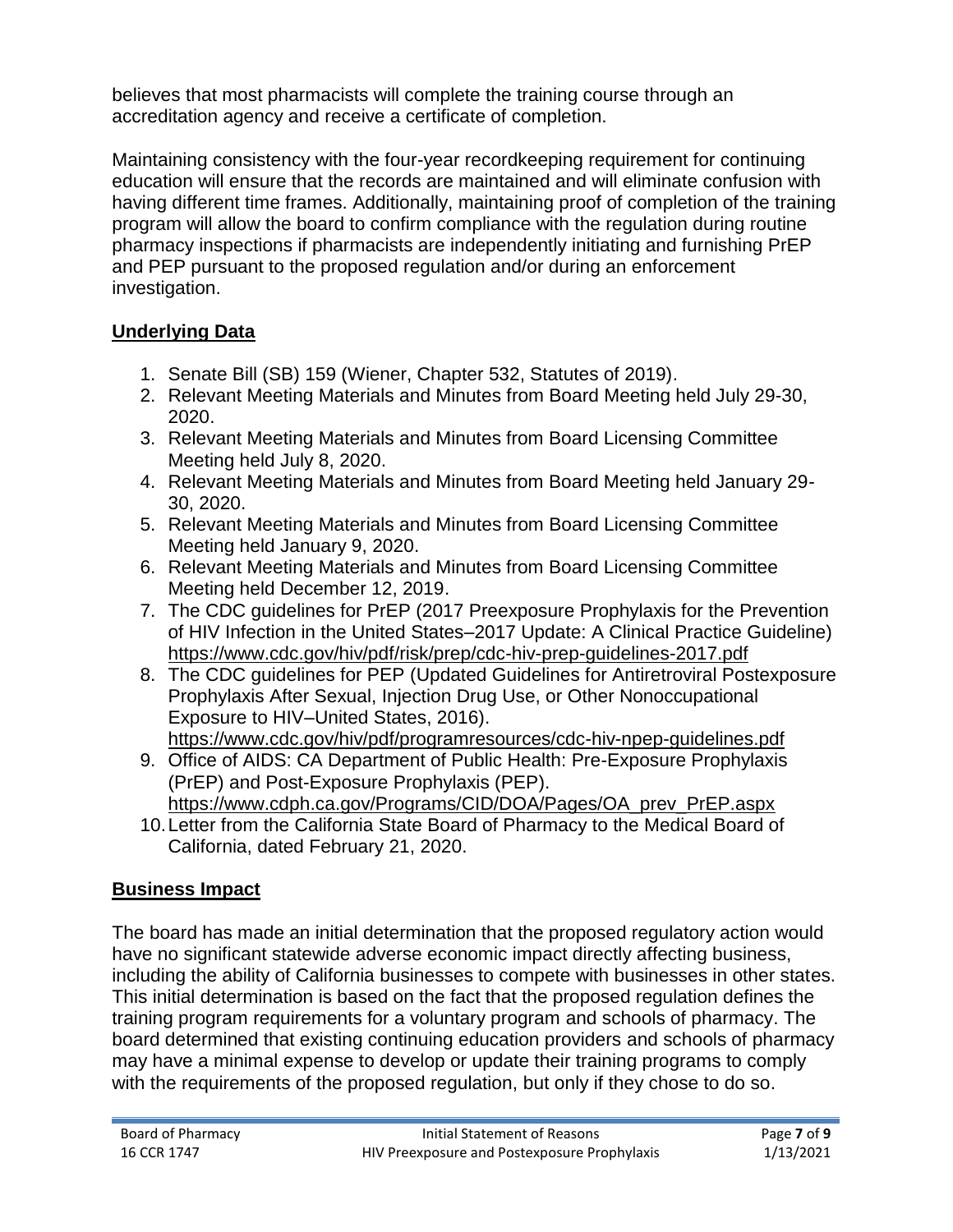believes that most pharmacists will complete the training course through an accreditation agency and receive a certificate of completion.

Maintaining consistency with the four-year recordkeeping requirement for continuing education will ensure that the records are maintained and will eliminate confusion with having different time frames. Additionally, maintaining proof of completion of the training program will allow the board to confirm compliance with the regulation during routine pharmacy inspections if pharmacists are independently initiating and furnishing PrEP and PEP pursuant to the proposed regulation and/or during an enforcement investigation.

## Underlying Data

1. Senate Bill (SB) 159 (Wiener, Chapter 532, Statutes of 2019).
2. Relevant Meeting Materials and Minutes from Board Meeting held July 29-30, 2020.
3. Relevant Meeting Materials and Minutes from Board Licensing Committee Meeting held July 8, 2020.
4. Relevant Meeting Materials and Minutes from Board Meeting held January 29-30, 2020.
5. Relevant Meeting Materials and Minutes from Board Licensing Committee Meeting held January 9, 2020.
6. Relevant Meeting Materials and Minutes from Board Licensing Committee Meeting held December 12, 2019.
7. The CDC guidelines for PrEP (2017 Preexposure Prophylaxis for the Prevention of HIV Infection in the United States–2017 Update: A Clinical Practice Guideline) https://www.cdc.gov/hiv/pdf/risk/prep/cdc-hiv-prep-guidelines-2017.pdf
8. The CDC guidelines for PEP (Updated Guidelines for Antiretroviral Postexposure Prophylaxis After Sexual, Injection Drug Use, or Other Nonoccupational Exposure to HIV–United States, 2016). https://www.cdc.gov/hiv/pdf/programresources/cdc-hiv-npep-guidelines.pdf
9. Office of AIDS: CA Department of Public Health: Pre-Exposure Prophylaxis (PrEP) and Post-Exposure Prophylaxis (PEP). https://www.cdph.ca.gov/Programs/CID/DOA/Pages/OA_prev_PrEP.aspx
10. Letter from the California State Board of Pharmacy to the Medical Board of California, dated February 21, 2020.

## Business Impact

The board has made an initial determination that the proposed regulatory action would have no significant statewide adverse economic impact directly affecting business, including the ability of California businesses to compete with businesses in other states. This initial determination is based on the fact that the proposed regulation defines the training program requirements for a voluntary program and schools of pharmacy. The board determined that existing continuing education providers and schools of pharmacy may have a minimal expense to develop or update their training programs to comply with the requirements of the proposed regulation, but only if they chose to do so.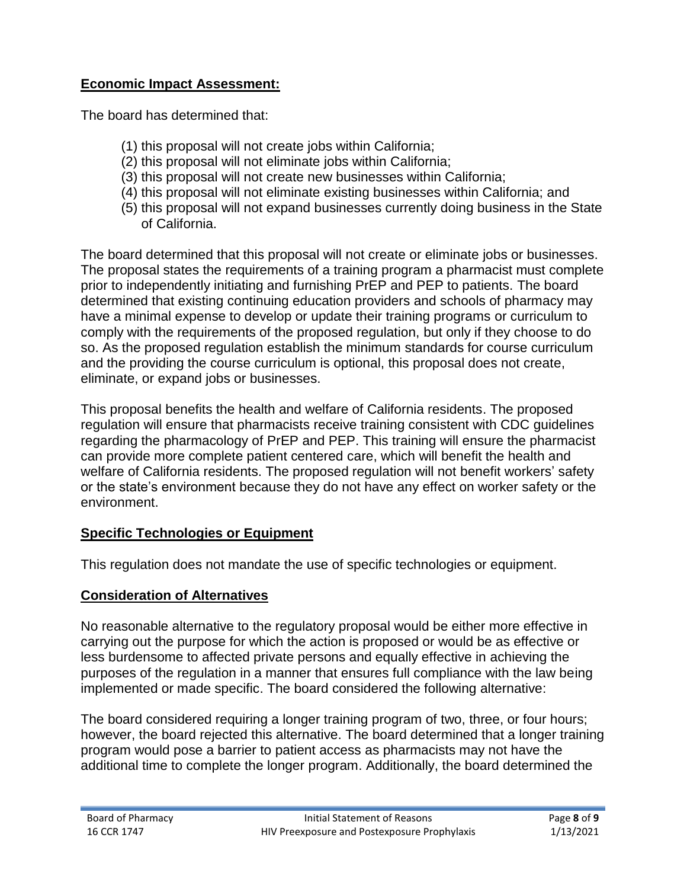## Economic Impact Assessment:

The board has determined that:

(1) this proposal will not create jobs within California;
(2) this proposal will not eliminate jobs within California;
(3) this proposal will not create new businesses within California;
(4) this proposal will not eliminate existing businesses within California; and
(5) this proposal will not expand businesses currently doing business in the State of California.

The board determined that this proposal will not create or eliminate jobs or businesses. The proposal states the requirements of a training program a pharmacist must complete prior to independently initiating and furnishing PrEP and PEP to patients. The board determined that existing continuing education providers and schools of pharmacy may have a minimal expense to develop or update their training programs or curriculum to comply with the requirements of the proposed regulation, but only if they choose to do so. As the proposed regulation establish the minimum standards for course curriculum and the providing the course curriculum is optional, this proposal does not create, eliminate, or expand jobs or businesses.

This proposal benefits the health and welfare of California residents. The proposed regulation will ensure that pharmacists receive training consistent with CDC guidelines regarding the pharmacology of PrEP and PEP. This training will ensure the pharmacist can provide more complete patient centered care, which will benefit the health and welfare of California residents. The proposed regulation will not benefit workers' safety or the state's environment because they do not have any effect on worker safety or the environment.

## Specific Technologies or Equipment

This regulation does not mandate the use of specific technologies or equipment.

## Consideration of Alternatives

No reasonable alternative to the regulatory proposal would be either more effective in carrying out the purpose for which the action is proposed or would be as effective or less burdensome to affected private persons and equally effective in achieving the purposes of the regulation in a manner that ensures full compliance with the law being implemented or made specific. The board considered the following alternative:

The board considered requiring a longer training program of two, three, or four hours; however, the board rejected this alternative. The board determined that a longer training program would pose a barrier to patient access as pharmacists may not have the additional time to complete the longer program. Additionally, the board determined the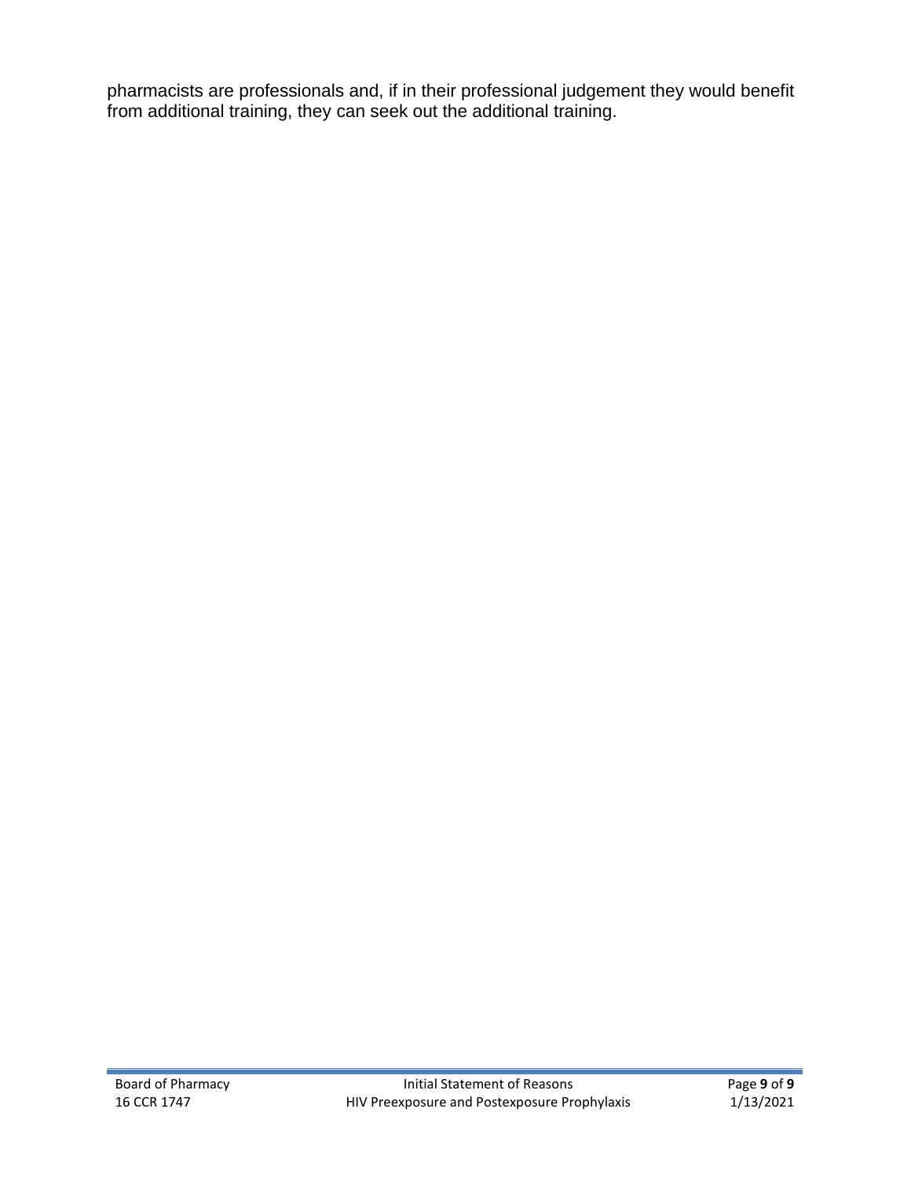pharmacists are professionals and, if in their professional judgement they would benefit from additional training, they can seek out the additional training.